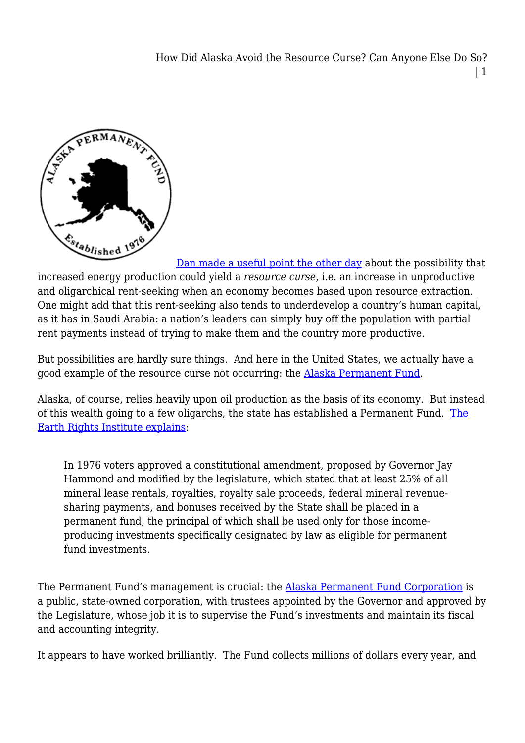Dan made a useful point the other day about the possibility that increased energy production could yield a *resource curse,* i.e. an increase in unproductive and oligarchical rent-seeking when an economy becomes based upon resource extraction. One might add that this rent-seeking also tends to underdevelop a country's human capital, as it has in Saudi Arabia: a nation's leaders can simply buy off the population with partial rent payments instead of trying to make them and the country more productive.

But possibilities are hardly sure things. And here in the United States, we actually have a good example of the resource curse not occurring: the Alaska Permanent Fund.

Alaska, of course, relies heavily upon oil production as the basis of its economy. But instead of this wealth going to a few oligarchs, the state has established a Permanent Fund. The Earth Rights Institute explains:

> In 1976 voters approved a constitutional amendment, proposed by Governor Jay Hammond and modified by the legislature, which stated that at least 25% of all mineral lease rentals, royalties, royalty sale proceeds, federal mineral revenue-sharing payments, and bonuses received by the State shall be placed in a permanent fund, the principal of which shall be used only for those income-producing investments specifically designated by law as eligible for permanent fund investments.

The Permanent Fund's management is crucial: the Alaska Permanent Fund Corporation is a public, state-owned corporation, with trustees appointed by the Governor and approved by the Legislature, whose job it is to supervise the Fund's investments and maintain its fiscal and accounting integrity.

It appears to have worked brilliantly. The Fund collects millions of dollars every year, and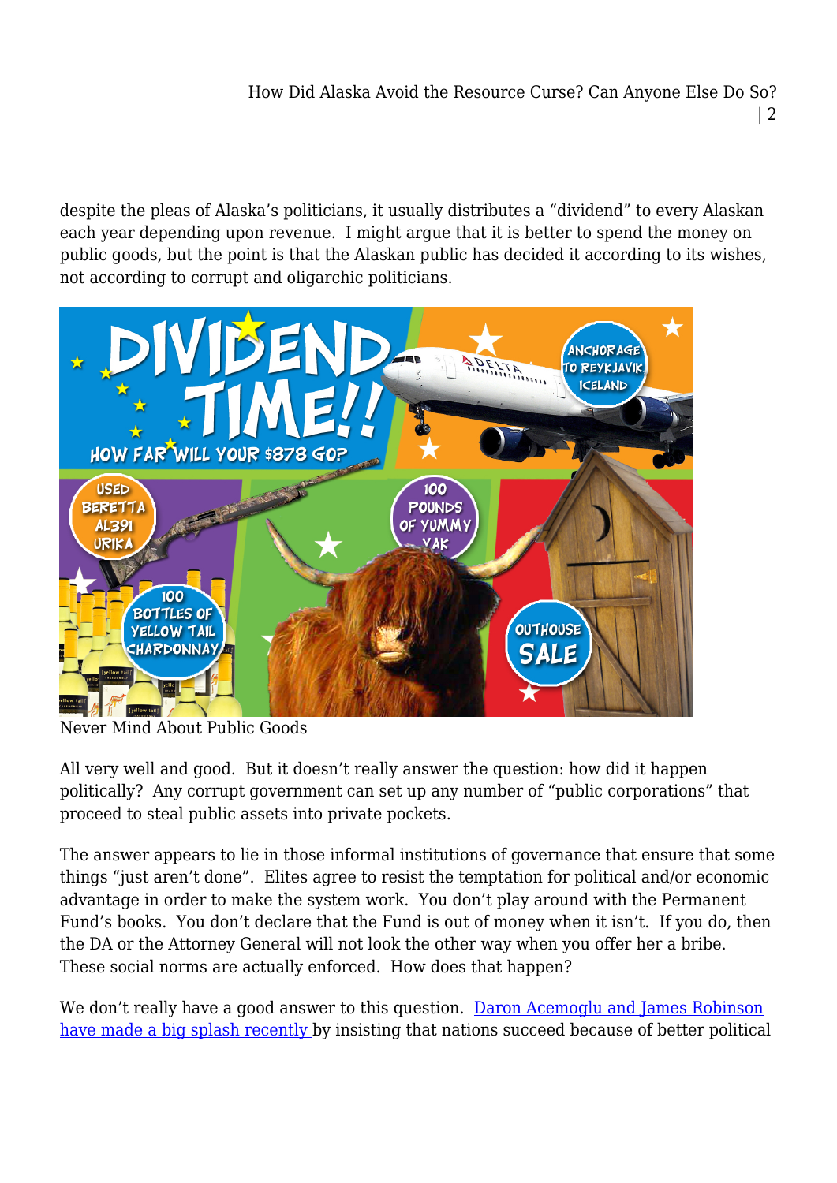despite the pleas of Alaska's politicians, it usually distributes a "dividend" to every Alaskan each year depending upon revenue. I might argue that it is better to spend the money on public goods, but the point is that the Alaskan public has decided it according to its wishes, not according to corrupt and oligarchic politicians.

Never Mind About Public Goods

All very well and good. But it doesn't really answer the question: how did it happen politically? Any corrupt government can set up any number of "public corporations" that proceed to steal public assets into private pockets.

The answer appears to lie in those informal institutions of governance that ensure that some things "just aren't done". Elites agree to resist the temptation for political and/or economic advantage in order to make the system work. You don't play around with the Permanent Fund's books. You don't declare that the Fund is out of money when it isn't. If you do, then the DA or the Attorney General will not look the other way when you offer her a bribe. These social norms are actually enforced. How does that happen?

We don't really have a good answer to this question. [Daron Acemoglu and James Robinson have made a big splash recently] by insisting that nations succeed because of better political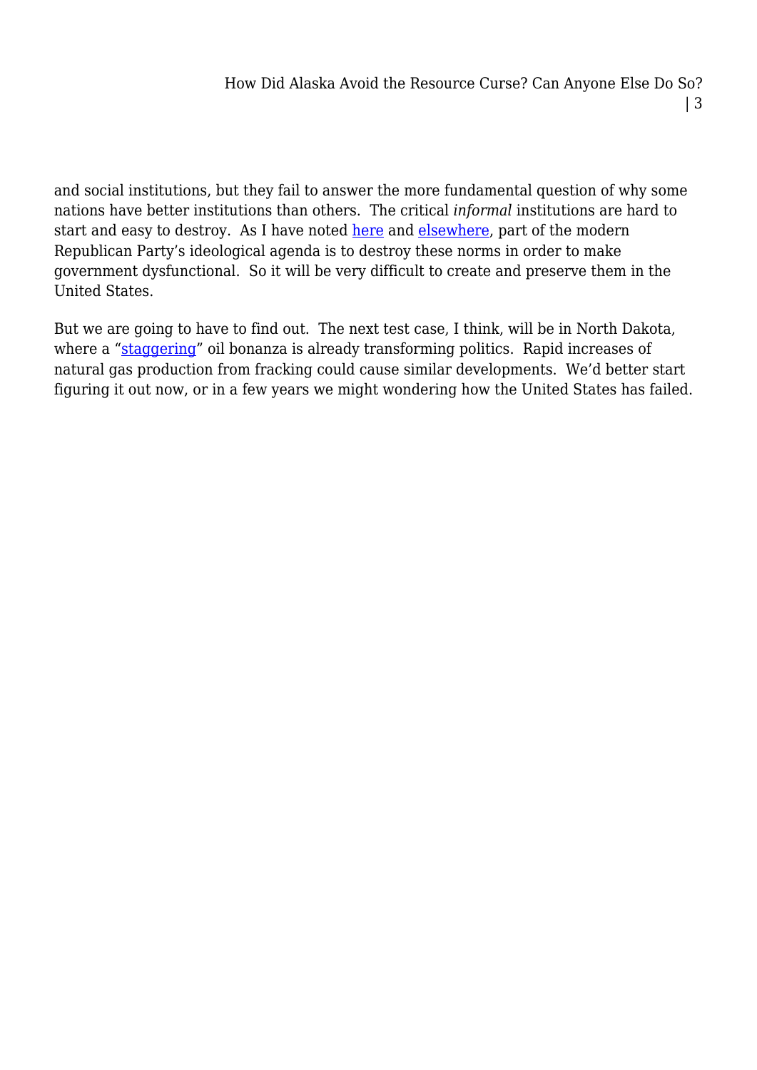and social institutions, but they fail to answer the more fundamental question of why some nations have better institutions than others. The critical *informal* institutions are hard to start and easy to destroy. As I have noted here and elsewhere, part of the modern Republican Party's ideological agenda is to destroy these norms in order to make government dysfunctional. So it will be very difficult to create and preserve them in the United States.

But we are going to have to find out. The next test case, I think, will be in North Dakota, where a "staggering" oil bonanza is already transforming politics. Rapid increases of natural gas production from fracking could cause similar developments. We'd better start figuring it out now, or in a few years we might wondering how the United States has failed.